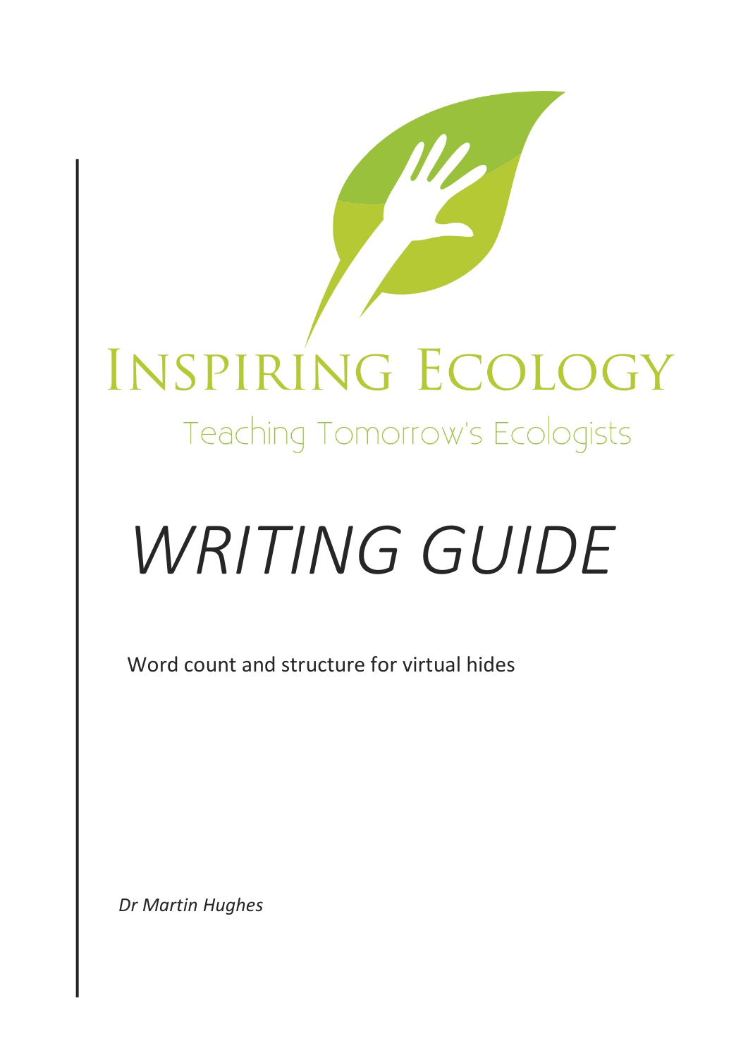# Inspiring Ecology

Teaching Tomorrow's Ecologists

# *WRITING GUIDE*

Word count and structure for virtual hides

*Dr Martin Hughes*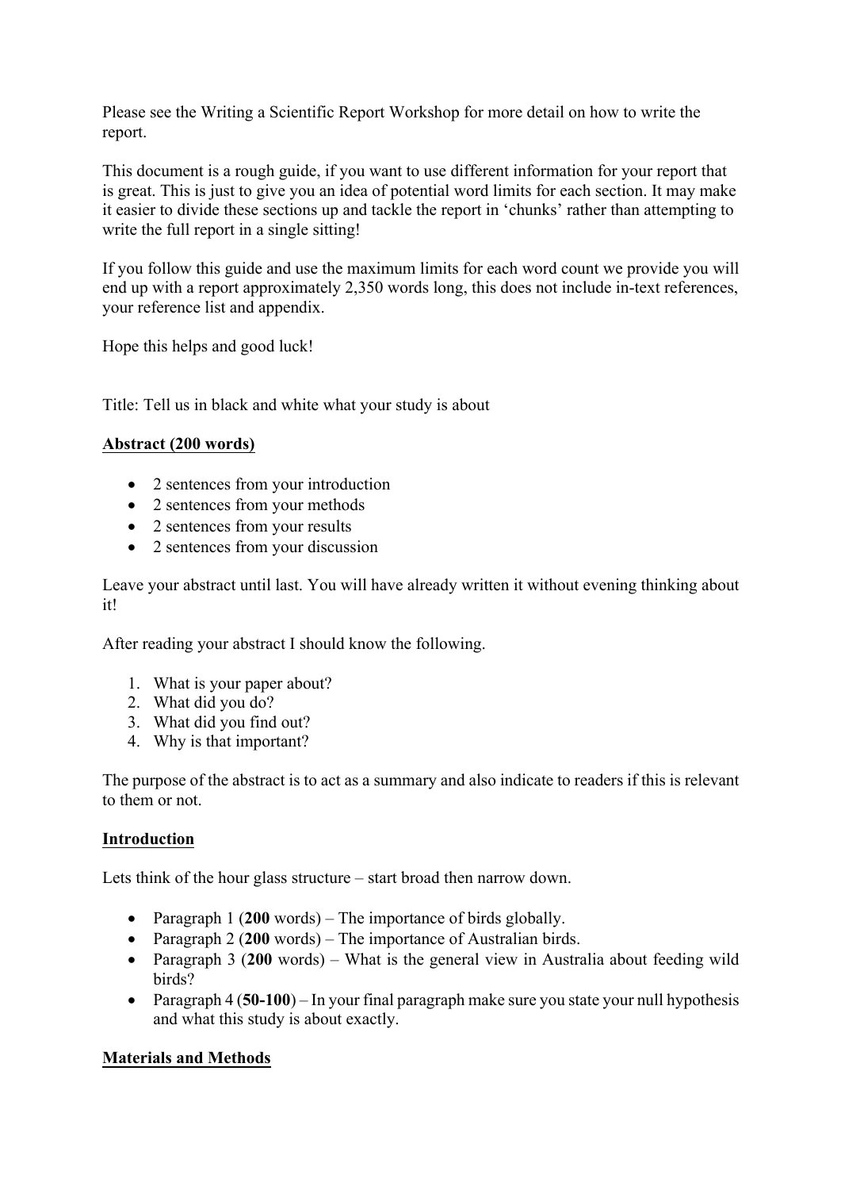Please see the Writing a Scientific Report Workshop for more detail on how to write the report.

This document is a rough guide, if you want to use different information for your report that is great. This is just to give you an idea of potential word limits for each section. It may make it easier to divide these sections up and tackle the report in 'chunks' rather than attempting to write the full report in a single sitting!

If you follow this guide and use the maximum limits for each word count we provide you will end up with a report approximately 2,350 words long, this does not include in-text references, your reference list and appendix.

Hope this helps and good luck!

Title: Tell us in black and white what your study is about

**Abstract (200 words)**

- 2 sentences from your introduction
- 2 sentences from your methods
- 2 sentences from your results
- 2 sentences from your discussion

Leave your abstract until last. You will have already written it without evening thinking about it!

After reading your abstract I should know the following.

1. What is your paper about?
2. What did you do?
3. What did you find out?
4. Why is that important?

The purpose of the abstract is to act as a summary and also indicate to readers if this is relevant to them or not.

**Introduction**

Lets think of the hour glass structure – start broad then narrow down.

- Paragraph 1 (**200** words) – The importance of birds globally.
- Paragraph 2 (**200** words) – The importance of Australian birds.
- Paragraph 3 (**200** words) – What is the general view in Australia about feeding wild birds?
- Paragraph 4 (**50-100**) – In your final paragraph make sure you state your null hypothesis and what this study is about exactly.

**Materials and Methods**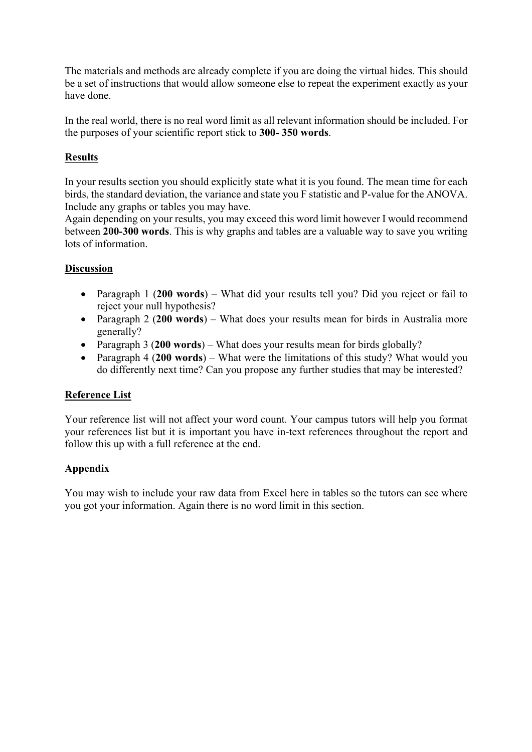The materials and methods are already complete if you are doing the virtual hides. This should be a set of instructions that would allow someone else to repeat the experiment exactly as your have done.

In the real world, there is no real word limit as all relevant information should be included. For the purposes of your scientific report stick to **300- 350 words**.

## Results

In your results section you should explicitly state what it is you found. The mean time for each birds, the standard deviation, the variance and state you F statistic and P-value for the ANOVA. Include any graphs or tables you may have.
Again depending on your results, you may exceed this word limit however I would recommend between **200-300 words**. This is why graphs and tables are a valuable way to save you writing lots of information.

## Discussion

- Paragraph 1 (**200 words**) – What did your results tell you? Did you reject or fail to reject your null hypothesis?
- Paragraph 2 (**200 words**) – What does your results mean for birds in Australia more generally?
- Paragraph 3 (**200 words**) – What does your results mean for birds globally?
- Paragraph 4 (**200 words**) – What were the limitations of this study? What would you do differently next time? Can you propose any further studies that may be interested?

## Reference List

Your reference list will not affect your word count. Your campus tutors will help you format your references list but it is important you have in-text references throughout the report and follow this up with a full reference at the end.

## Appendix

You may wish to include your raw data from Excel here in tables so the tutors can see where you got your information. Again there is no word limit in this section.